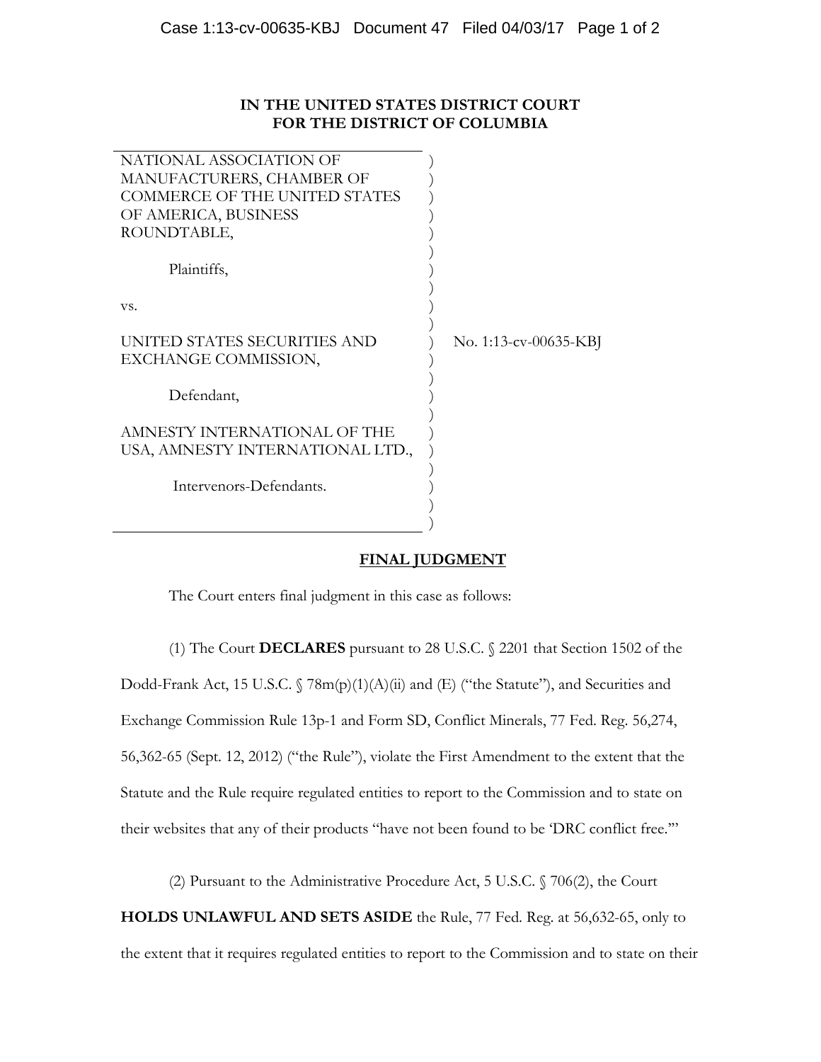**IN THE UNITED STATES DISTRICT COURT**
**FOR THE DISTRICT OF COLUMBIA**

NATIONAL ASSOCIATION OF MANUFACTURERS, CHAMBER OF COMMERCE OF THE UNITED STATES OF AMERICA, BUSINESS ROUNDTABLE,

Plaintiffs,

vs.

UNITED STATES SECURITIES AND EXCHANGE COMMISSION,

Defendant,

AMNESTY INTERNATIONAL OF THE USA, AMNESTY INTERNATIONAL LTD.,

Intervenors-Defendants.

No. 1:13-cv-00635-KBJ

## FINAL JUDGMENT

The Court enters final judgment in this case as follows:

(1) The Court **DECLARES** pursuant to 28 U.S.C. § 2201 that Section 1502 of the Dodd-Frank Act, 15 U.S.C. § 78m(p)(1)(A)(ii) and (E) ("the Statute"), and Securities and Exchange Commission Rule 13p-1 and Form SD, Conflict Minerals, 77 Fed. Reg. 56,274, 56,362-65 (Sept. 12, 2012) ("the Rule"), violate the First Amendment to the extent that the Statute and the Rule require regulated entities to report to the Commission and to state on their websites that any of their products "have not been found to be 'DRC conflict free.'"

(2) Pursuant to the Administrative Procedure Act, 5 U.S.C. § 706(2), the Court **HOLDS UNLAWFUL AND SETS ASIDE** the Rule, 77 Fed. Reg. at 56,632-65, only to the extent that it requires regulated entities to report to the Commission and to state on their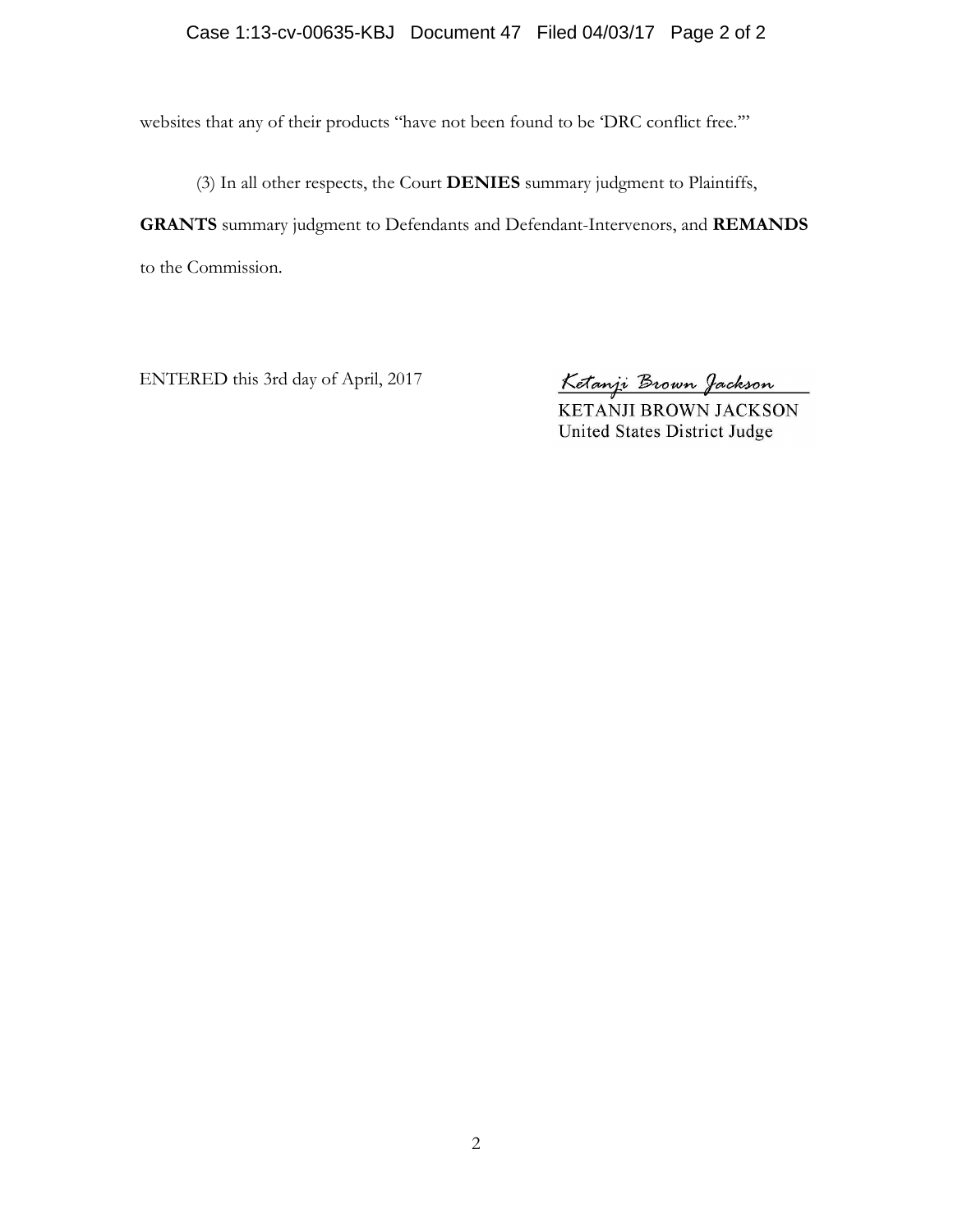websites that any of their products "have not been found to be 'DRC conflict free.'"

(3) In all other respects, the Court **DENIES** summary judgment to Plaintiffs, **GRANTS** summary judgment to Defendants and Defendant-Intervenors, and **REMANDS** to the Commission.

ENTERED this 3rd day of April, 2017

*Ketanji Brown Jackson*
KETANJI BROWN JACKSON
United States District Judge